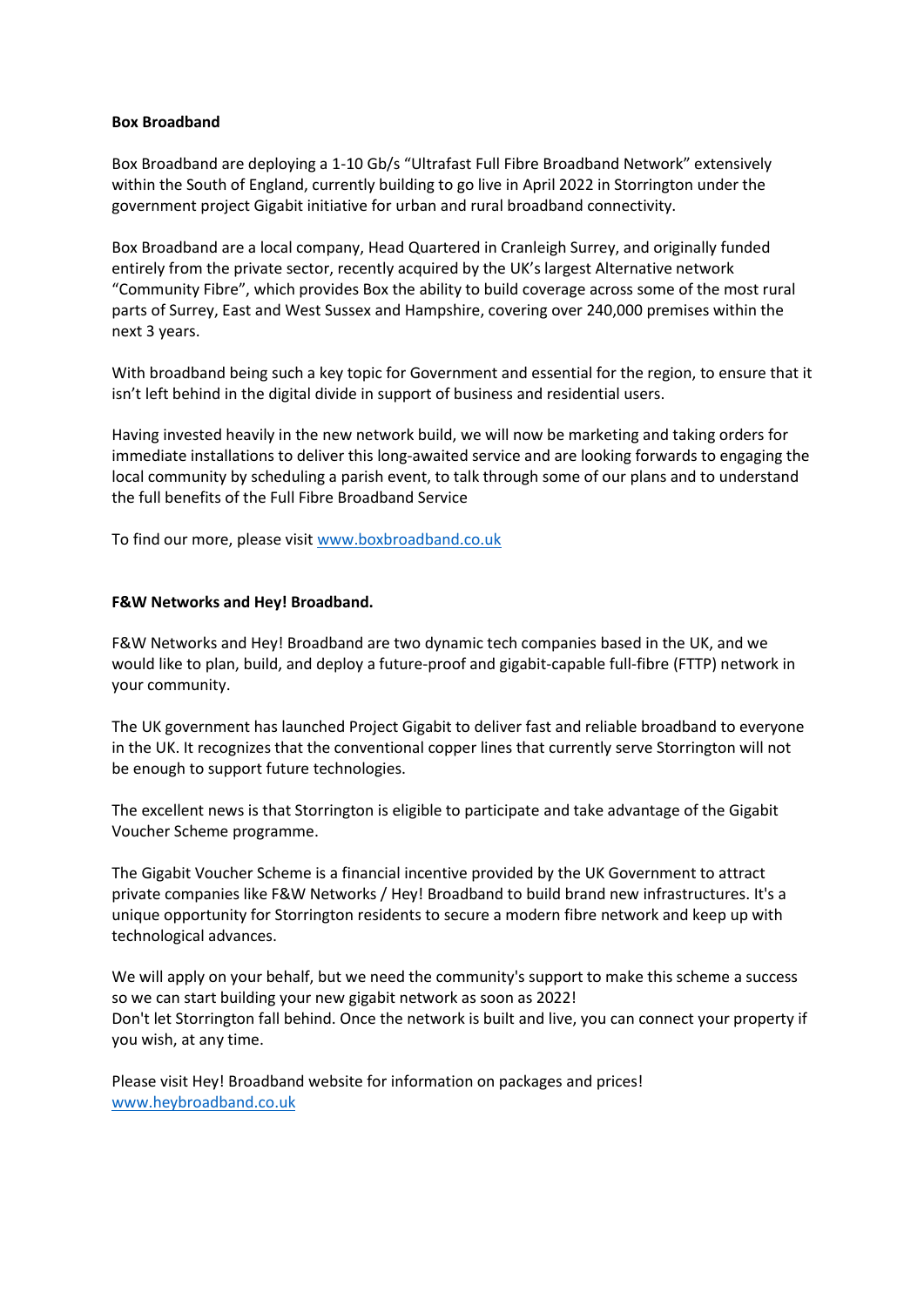**Box Broadband**

Box Broadband are deploying a 1-10 Gb/s "Ultrafast Full Fibre Broadband Network" extensively within the South of England, currently building to go live in April 2022 in Storrington under the government project Gigabit initiative for urban and rural broadband connectivity.

Box Broadband are a local company, Head Quartered in Cranleigh Surrey, and originally funded entirely from the private sector, recently acquired by the UK's largest Alternative network "Community Fibre", which provides Box the ability to build coverage across some of the most rural parts of Surrey, East and West Sussex and Hampshire, covering over 240,000 premises within the next 3 years.

With broadband being such a key topic for Government and essential for the region, to ensure that it isn't left behind in the digital divide in support of business and residential users.

Having invested heavily in the new network build, we will now be marketing and taking orders for immediate installations to deliver this long-awaited service and are looking forwards to engaging the local community by scheduling a parish event, to talk through some of our plans and to understand the full benefits of the Full Fibre Broadband Service

To find our more, please visit [www.boxbroadband.co.uk](http://www.boxbroadband.co.uk)

**F&W Networks and Hey! Broadband.**

F&W Networks and Hey! Broadband are two dynamic tech companies based in the UK, and we would like to plan, build, and deploy a future-proof and gigabit-capable full-fibre (FTTP) network in your community.

The UK government has launched Project Gigabit to deliver fast and reliable broadband to everyone in the UK. It recognizes that the conventional copper lines that currently serve Storrington will not be enough to support future technologies.

The excellent news is that Storrington is eligible to participate and take advantage of the Gigabit Voucher Scheme programme.

The Gigabit Voucher Scheme is a financial incentive provided by the UK Government to attract private companies like F&W Networks / Hey! Broadband to build brand new infrastructures. It's a unique opportunity for Storrington residents to secure a modern fibre network and keep up with technological advances.

We will apply on your behalf, but we need the community's support to make this scheme a success so we can start building your new gigabit network as soon as 2022!
Don't let Storrington fall behind. Once the network is built and live, you can connect your property if you wish, at any time.

Please visit Hey! Broadband website for information on packages and prices!
[www.heybroadband.co.uk](http://www.heybroadband.co.uk)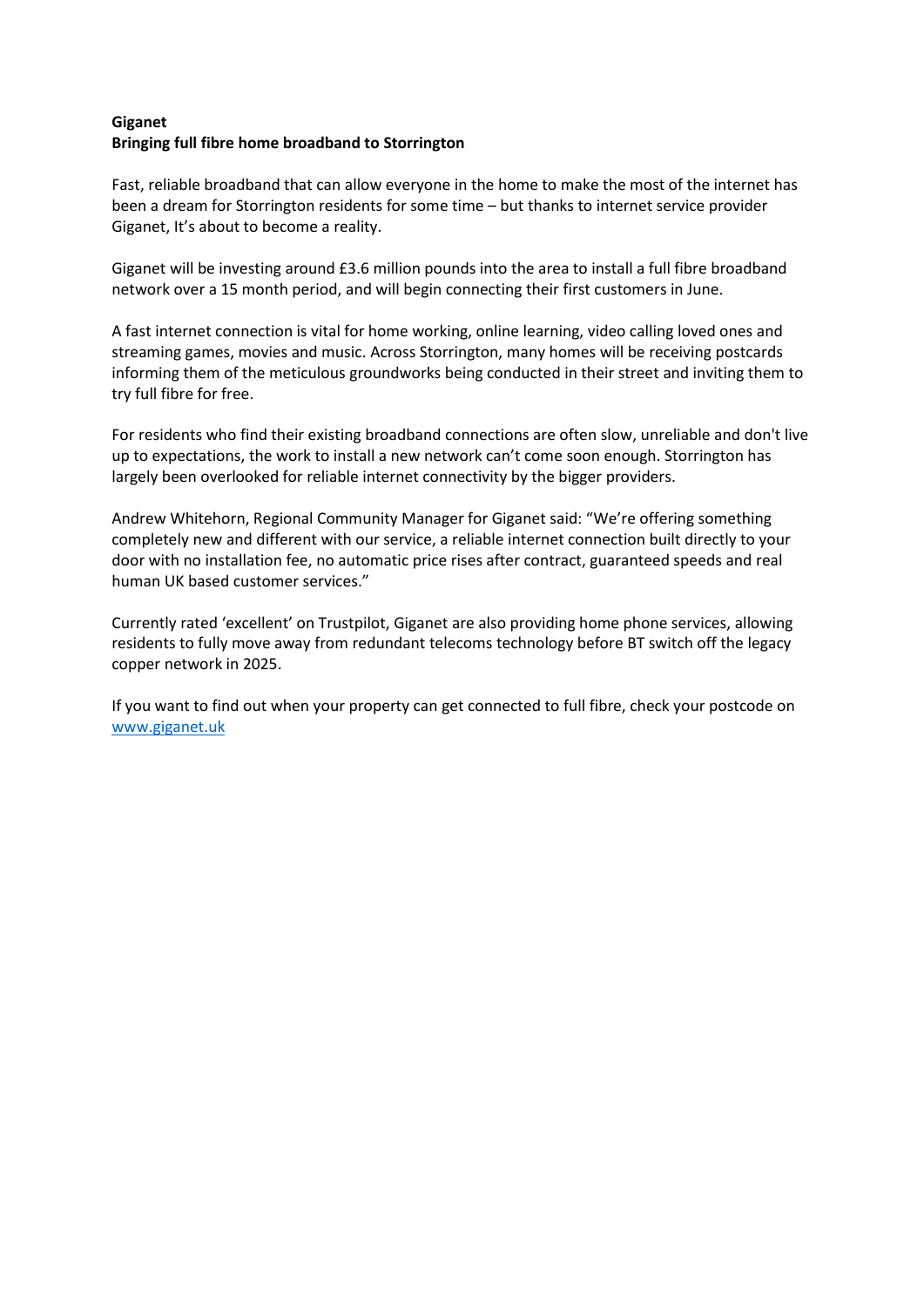**Giganet**
**Bringing full fibre home broadband to Storrington**

Fast, reliable broadband that can allow everyone in the home to make the most of the internet has been a dream for Storrington residents for some time – but thanks to internet service provider Giganet, It's about to become a reality.

Giganet will be investing around £3.6 million pounds into the area to install a full fibre broadband network over a 15 month period, and will begin connecting their first customers in June.

A fast internet connection is vital for home working, online learning, video calling loved ones and streaming games, movies and music. Across Storrington, many homes will be receiving postcards informing them of the meticulous groundworks being conducted in their street and inviting them to try full fibre for free.

For residents who find their existing broadband connections are often slow, unreliable and don't live up to expectations, the work to install a new network can't come soon enough. Storrington has largely been overlooked for reliable internet connectivity by the bigger providers.

Andrew Whitehorn, Regional Community Manager for Giganet said: "We're offering something completely new and different with our service, a reliable internet connection built directly to your door with no installation fee, no automatic price rises after contract, guaranteed speeds and real human UK based customer services."

Currently rated 'excellent' on Trustpilot, Giganet are also providing home phone services, allowing residents to fully move away from redundant telecoms technology before BT switch off the legacy copper network in 2025.

If you want to find out when your property can get connected to full fibre, check your postcode on [www.giganet.uk](http://www.giganet.uk)